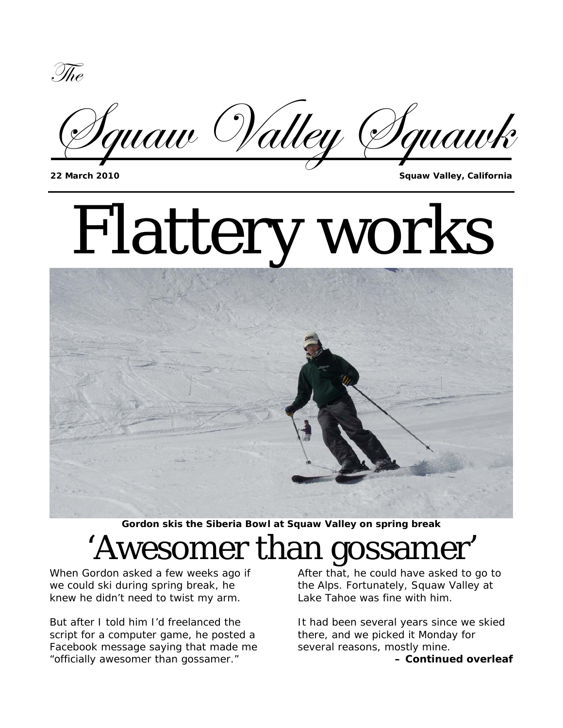*The*

# *Squaw Valley Squawk*

**22 March 2010** **Squaw Valley, California**

# Flattery works

**Gordon skis the Siberia Bowl at Squaw Valley on spring break**

## 'Awesomer than gossamer'

When Gordon asked a few weeks ago if we could ski during spring break, he knew he didn't need to twist my arm.

But after I told him I'd freelanced the script for a computer game, he posted a Facebook message saying that made me "officially awesomer than gossamer."

After that, he could have asked to go to the Alps. Fortunately, Squaw Valley at Lake Tahoe was fine with him.

It had been several years since we skied there, and we picked it Monday for several reasons, mostly mine.

**– Continued overleaf**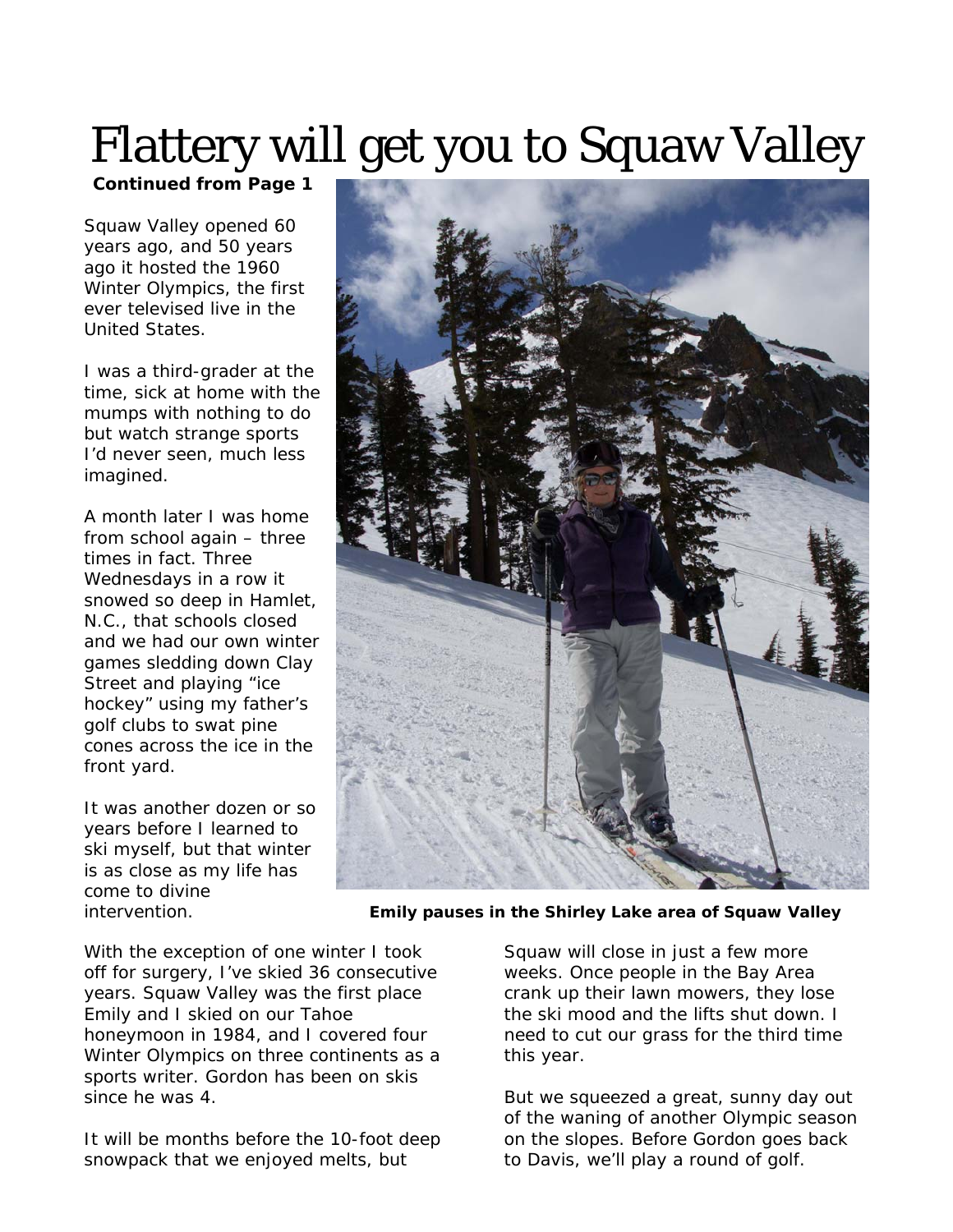# Flattery will get you to Squaw Valley

**Continued from Page 1**

Squaw Valley opened 60 years ago, and 50 years ago it hosted the 1960 Winter Olympics, the first ever televised live in the United States.

I was a third-grader at the time, sick at home with the mumps with nothing to do but watch strange sports I'd never seen, much less imagined.

A month later I was home from school again – three times in fact. Three Wednesdays in a row it snowed so deep in Hamlet, N.C., that schools closed and we had our own winter games sledding down Clay Street and playing "ice hockey" using my father's golf clubs to swat pine cones across the ice in the front yard.

It was another dozen or so years before I learned to ski myself, but that winter is as close as my life has come to divine intervention.

**Emily pauses in the Shirley Lake area of Squaw Valley**

With the exception of one winter I took off for surgery, I've skied 36 consecutive years. Squaw Valley was the first place Emily and I skied on our Tahoe honeymoon in 1984, and I covered four Winter Olympics on three continents as a sports writer. Gordon has been on skis since he was 4.

It will be months before the 10-foot deep snowpack that we enjoyed melts, but Squaw will close in just a few more weeks. Once people in the Bay Area crank up their lawn mowers, they lose the ski mood and the lifts shut down. I need to cut our grass for the third time this year.

But we squeezed a great, sunny day out of the waning of another Olympic season on the slopes. Before Gordon goes back to Davis, we'll play a round of golf.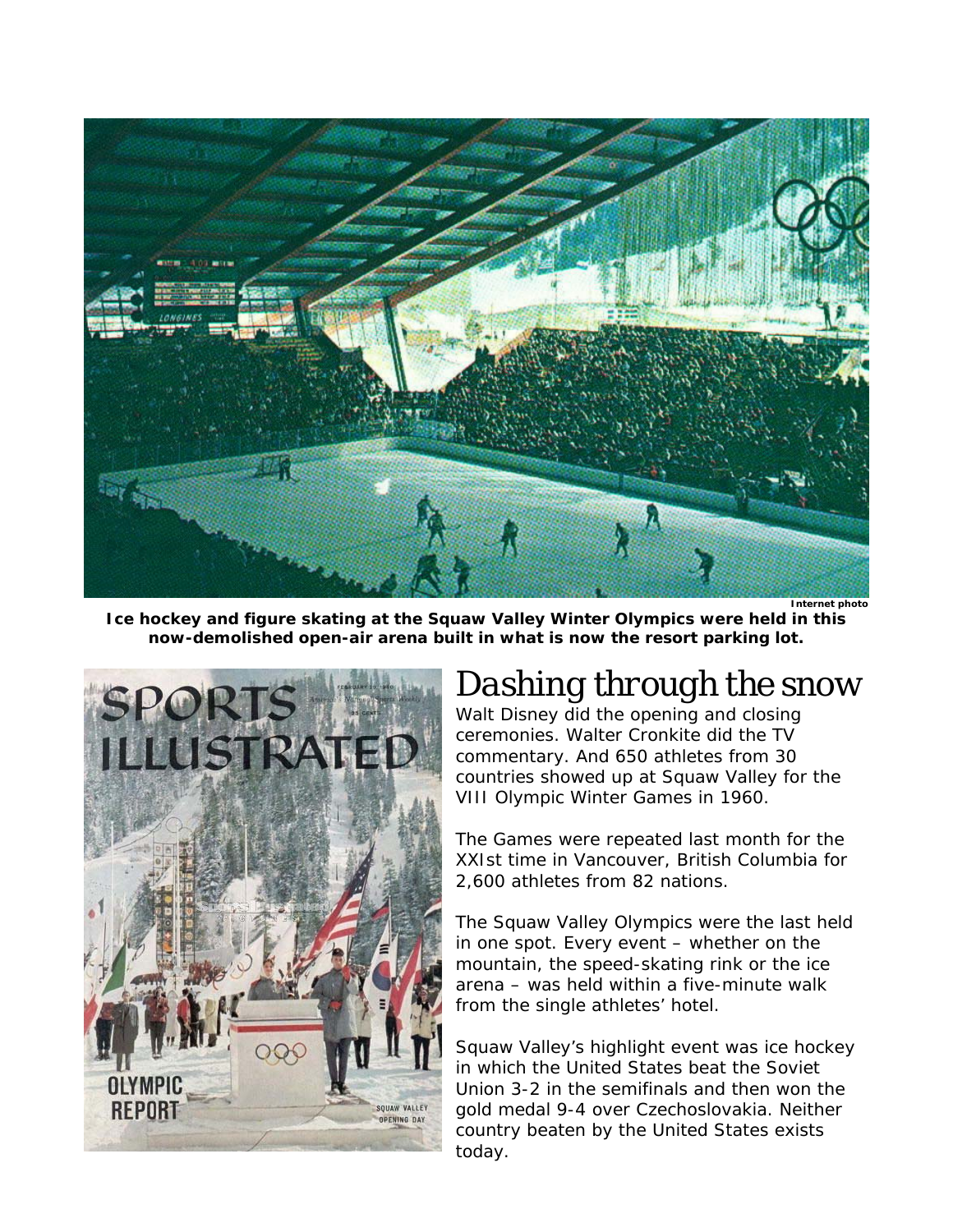Internet photo

**Ice hockey and figure skating at the Squaw Valley Winter Olympics were held in this now-demolished open-air arena built in what is now the resort parking lot.**

## Dashing through the snow

Walt Disney did the opening and closing ceremonies. Walter Cronkite did the TV commentary. And 650 athletes from 30 countries showed up at Squaw Valley for the VIII Olympic Winter Games in 1960.

The Games were repeated last month for the XXIst time in Vancouver, British Columbia for 2,600 athletes from 82 nations.

The Squaw Valley Olympics were the last held in one spot. Every event – whether on the mountain, the speed-skating rink or the ice arena – was held within a five-minute walk from the single athletes' hotel.

Squaw Valley's highlight event was ice hockey in which the United States beat the Soviet Union 3-2 in the semifinals and then won the gold medal 9-4 over Czechoslovakia. Neither country beaten by the United States exists today.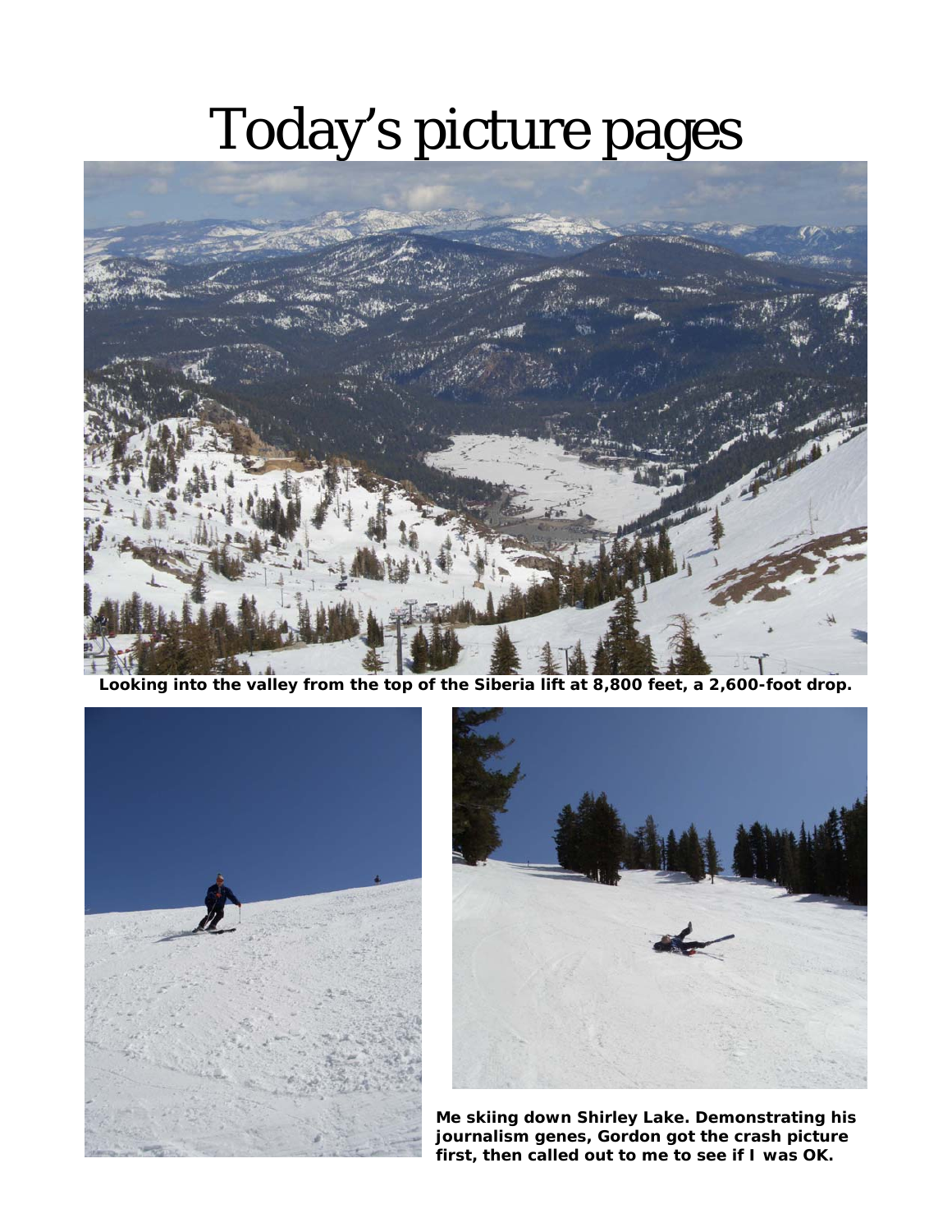# Today's picture pages

**Looking into the valley from the top of the Siberia lift at 8,800 feet, a 2,600-foot drop.**

**Me skiing down Shirley Lake. Demonstrating his journalism genes, Gordon got the crash picture first, then called out to me to see if I was OK.**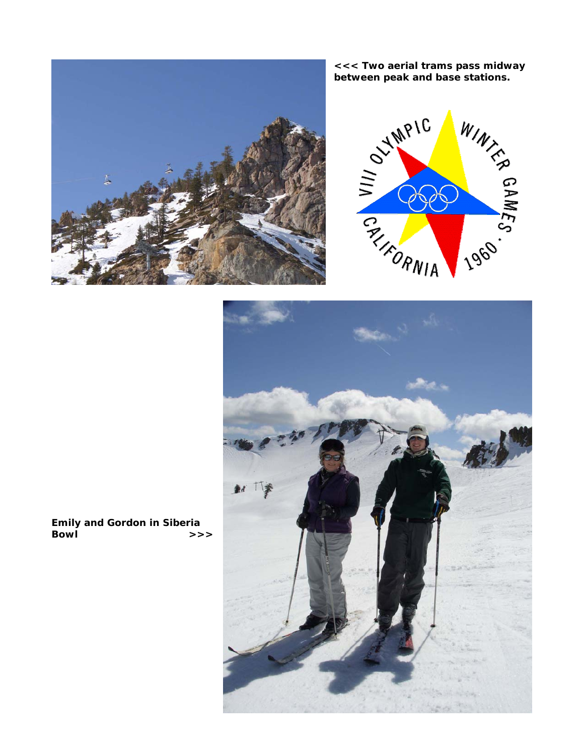<<< Two aerial trams pass midway between peak and base stations.

Emily and Gordon in Siberia Bowl >>>